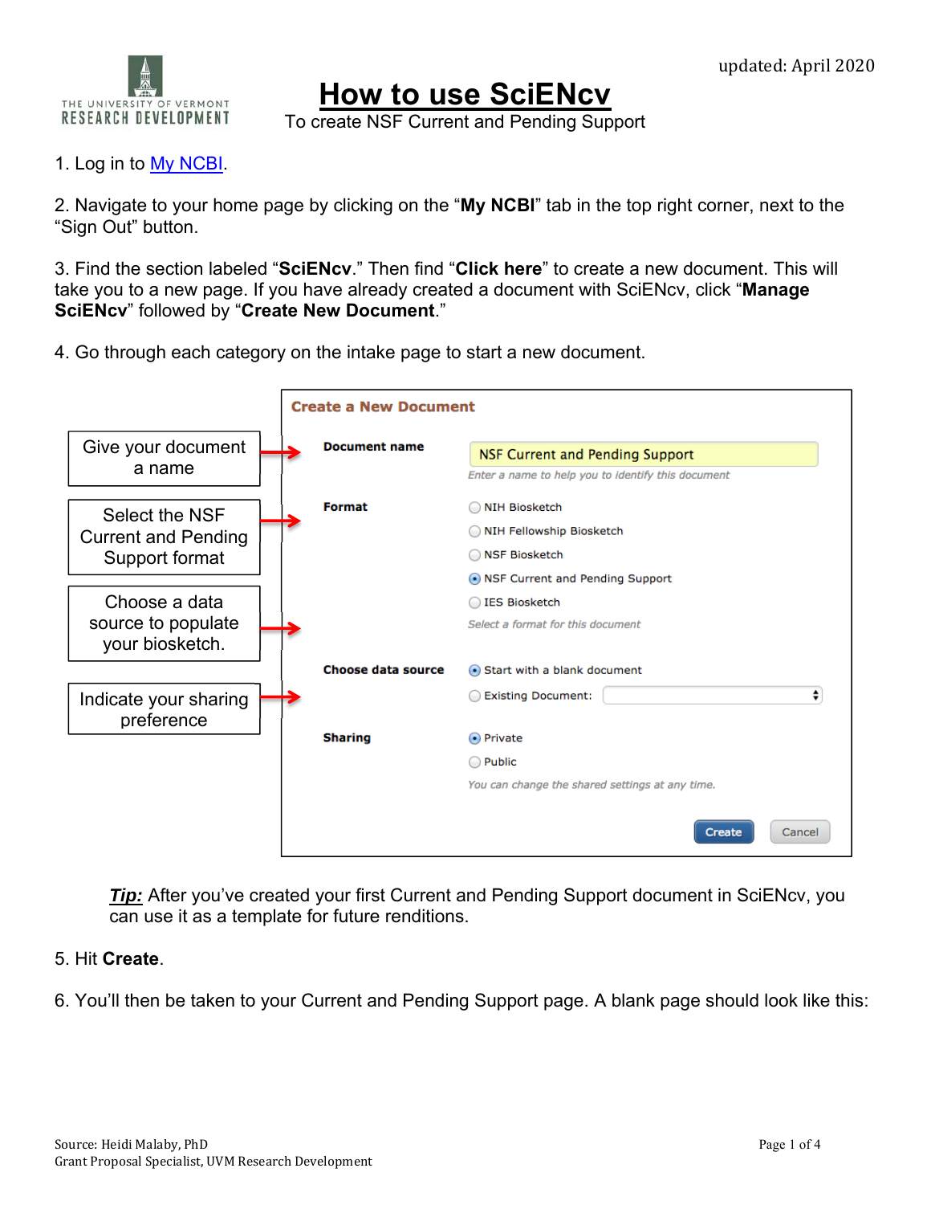THE UNIVERSITY OF VERMONT
RESEARCH DEVELOPMENT

updated: April 2020

# How to use SciENcv

To create NSF Current and Pending Support

1. Log in to My NCBI.

2. Navigate to your home page by clicking on the "**My NCBI**" tab in the top right corner, next to the "Sign Out" button.

3. Find the section labeled "**SciENcv**." Then find "**Click here**" to create a new document. This will take you to a new page. If you have already created a document with SciENcv, click "**Manage SciENcv**" followed by "**Create New Document**."

4. Go through each category on the intake page to start a new document.

**Create a New Document**

- Give your document a name → **Document name**: NSF Current and Pending Support
  *Enter a name to help you to identify this document*
- Select the NSF Current and Pending Support format → **Format**:
  - ○ NIH Biosketch
  - ○ NIH Fellowship Biosketch
  - ○ NSF Biosketch
  - ◉ NSF Current and Pending Support
  - ○ IES Biosketch

  *Select a format for this document*
- Choose a data source to populate your biosketch. → **Choose data source**:
  - ◉ Start with a blank document
  - ○ Existing Document:
- Indicate your sharing preference → **Sharing**:
  - ◉ Private
  - ○ Public

  *You can change the shared settings at any time.*

[Create] [Cancel]

***Tip:*** After you've created your first Current and Pending Support document in SciENcv, you can use it as a template for future renditions.

5. Hit **Create**.

6. You'll then be taken to your Current and Pending Support page. A blank page should look like this:

Source: Heidi Malaby, PhD
Grant Proposal Specialist, UVM Research Development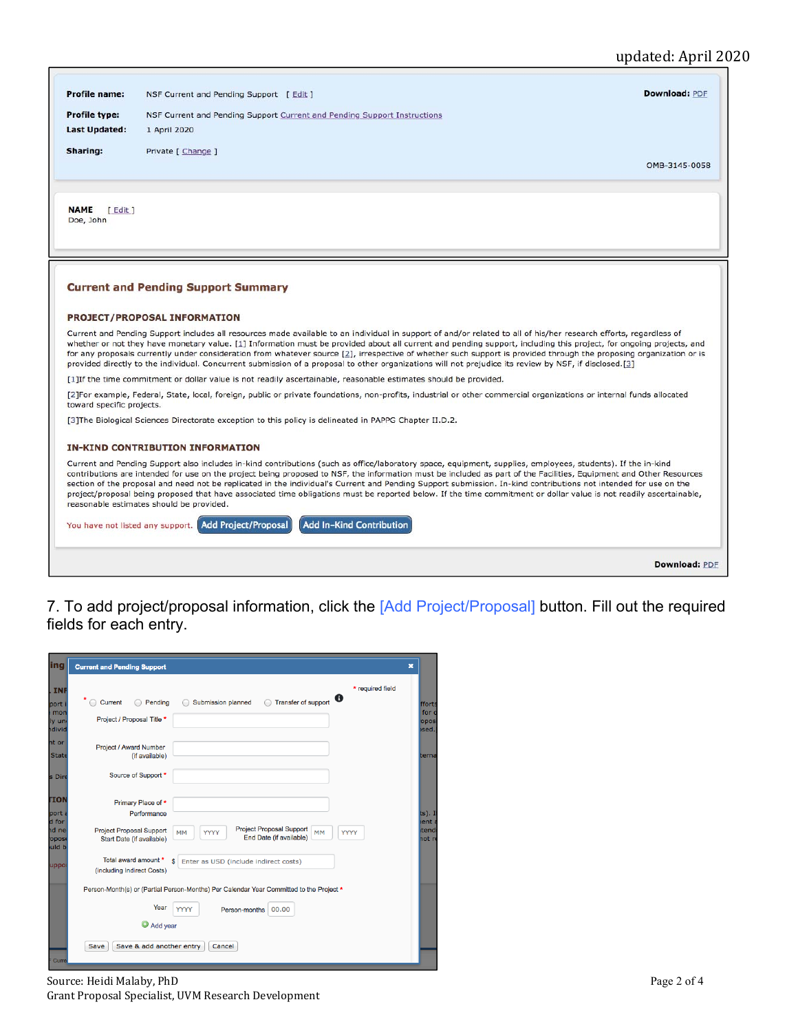updated: April 2020

**Profile name:** NSF Current and Pending Support [ Edit ]

**Download:** PDF

**Profile type:** NSF Current and Pending Support Current and Pending Support Instructions

**Last Updated:** 1 April 2020

**Sharing:** Private [ Change ]

OMB-3145-0058

**NAME** [ Edit ]
Doe, John

## Current and Pending Support Summary

### PROJECT/PROPOSAL INFORMATION

Current and Pending Support includes all resources made available to an individual in support of and/or related to all of his/her research efforts, regardless of whether or not they have monetary value. [1] Information must be provided about all current and pending support, including this project, for ongoing projects, and for any proposals currently under consideration from whatever source [2], irrespective of whether such support is provided through the proposing organization or is provided directly to the individual. Concurrent submission of a proposal to other organizations will not prejudice its review by NSF, if disclosed.[3]

[1]If the time commitment or dollar value is not readily ascertainable, reasonable estimates should be provided.

[2]For example, Federal, State, local, foreign, public or private foundations, non-profits, industrial or other commercial organizations or internal funds allocated toward specific projects.

[3]The Biological Sciences Directorate exception to this policy is delineated in PAPPG Chapter II.D.2.

### IN-KIND CONTRIBUTION INFORMATION

Current and Pending Support also includes in-kind contributions (such as office/laboratory space, equipment, supplies, employees, students). If the in-kind contributions are intended for use on the project being proposed to NSF, the information must be included as part of the Facilities, Equipment and Other Resources section of the proposal and need not be replicated in the individual's Current and Pending Support submission. In-kind contributions not intended for use on the project/proposal being proposed that have associated time obligations must be reported below. If the time commitment or dollar value is not readily ascertainable, reasonable estimates should be provided.

You have not listed any support. [Add Project/Proposal] [Add In-Kind Contribution]

**Download:** PDF

7. To add project/proposal information, click the [Add Project/Proposal] button. Fill out the required fields for each entry.

**Current and Pending Support**

\* required field

\* ○ Current ○ Pending ○ Submission planned ○ Transfer of support

Project / Proposal Title *

Project / Award Number (if available)

Source of Support *

Primary Place of * Performance

Project Proposal Support Start Date (if available) MM YYYY

Project Proposal Support End Date (if available) MM YYYY

Total award amount * (including Indirect Costs) $ Enter as USD (include indirect costs)

Person-Month(s) or (Partial Person-Months) Per Calendar Year Committed to the Project *

Year YYYY Person-months 00.00

Add year

Save | Save & add another entry | Cancel

Source: Heidi Malaby, PhD
Grant Proposal Specialist, UVM Research Development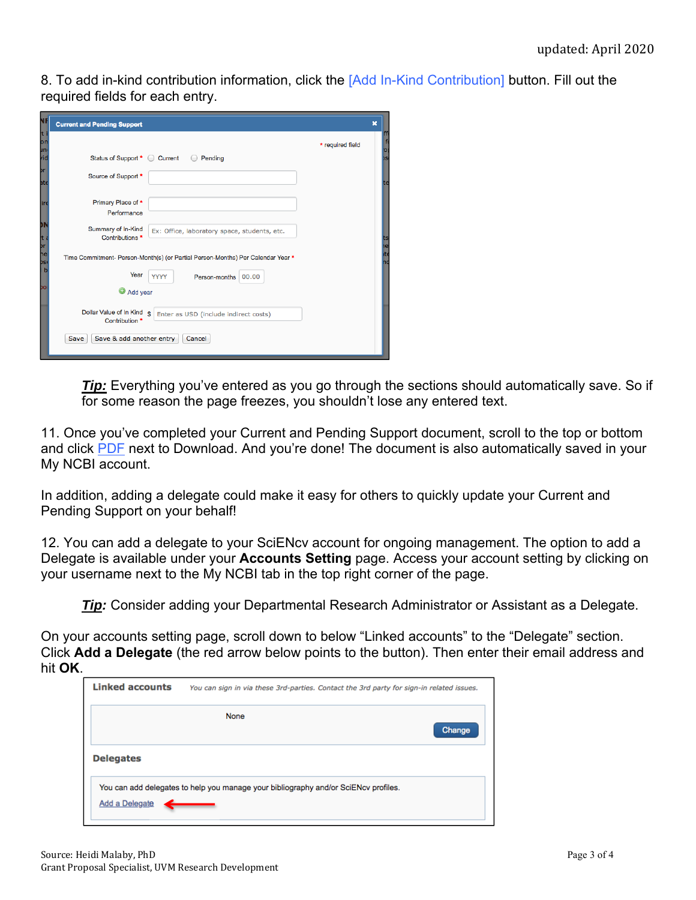8. To add in-kind contribution information, click the [Add In-Kind Contribution] button. Fill out the required fields for each entry.

***Tip:*** Everything you've entered as you go through the sections should automatically save. So if for some reason the page freezes, you shouldn't lose any entered text.

11. Once you've completed your Current and Pending Support document, scroll to the top or bottom and click PDF next to Download. And you're done! The document is also automatically saved in your My NCBI account.

In addition, adding a delegate could make it easy for others to quickly update your Current and Pending Support on your behalf!

12. You can add a delegate to your SciENcv account for ongoing management. The option to add a Delegate is available under your **Accounts Setting** page. Access your account setting by clicking on your username next to the My NCBI tab in the top right corner of the page.

***Tip:*** Consider adding your Departmental Research Administrator or Assistant as a Delegate.

On your accounts setting page, scroll down to below "Linked accounts" to the "Delegate" section. Click **Add a Delegate** (the red arrow below points to the button). Then enter their email address and hit **OK**.

Source: Heidi Malaby, PhD
Grant Proposal Specialist, UVM Research Development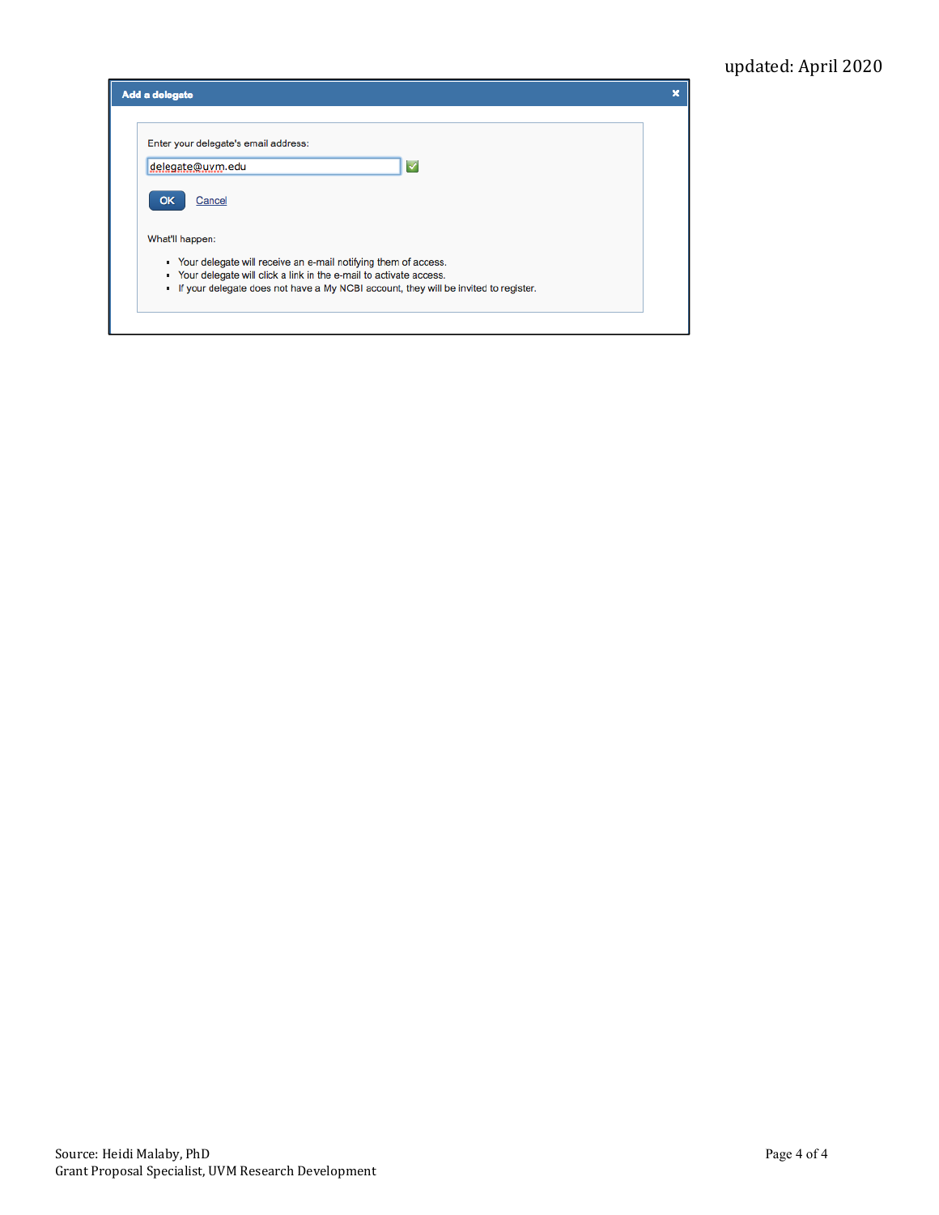updated: April 2020

**Add a delegate**

Enter your delegate's email address:

delegate@uvm.edu

OK Cancel

What'll happen:

- Your delegate will receive an e-mail notifying them of access.
- Your delegate will click a link in the e-mail to activate access.
- If your delegate does not have a My NCBI account, they will be invited to register.

Source: Heidi Malaby, PhD
Grant Proposal Specialist, UVM Research Development